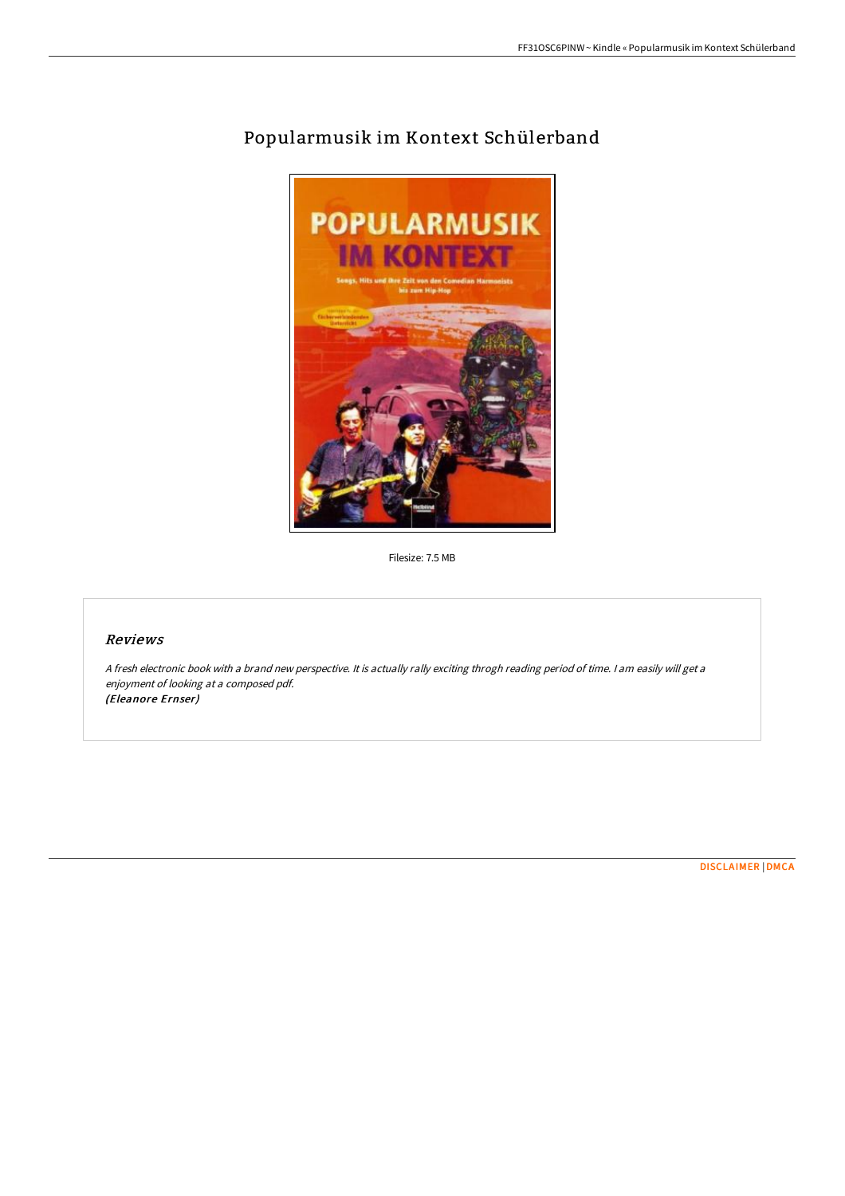# Popularmusik im Kontext Schülerband

Filesize: 7.5 MB

## Reviews

*A fresh electronic book with a brand new perspective. It is actually rally exciting throgh reading period of time. I am easily will get a enjoyment of looking at a composed pdf.*
***(Eleanore Ernser)***

DISCLAIMER | DMCA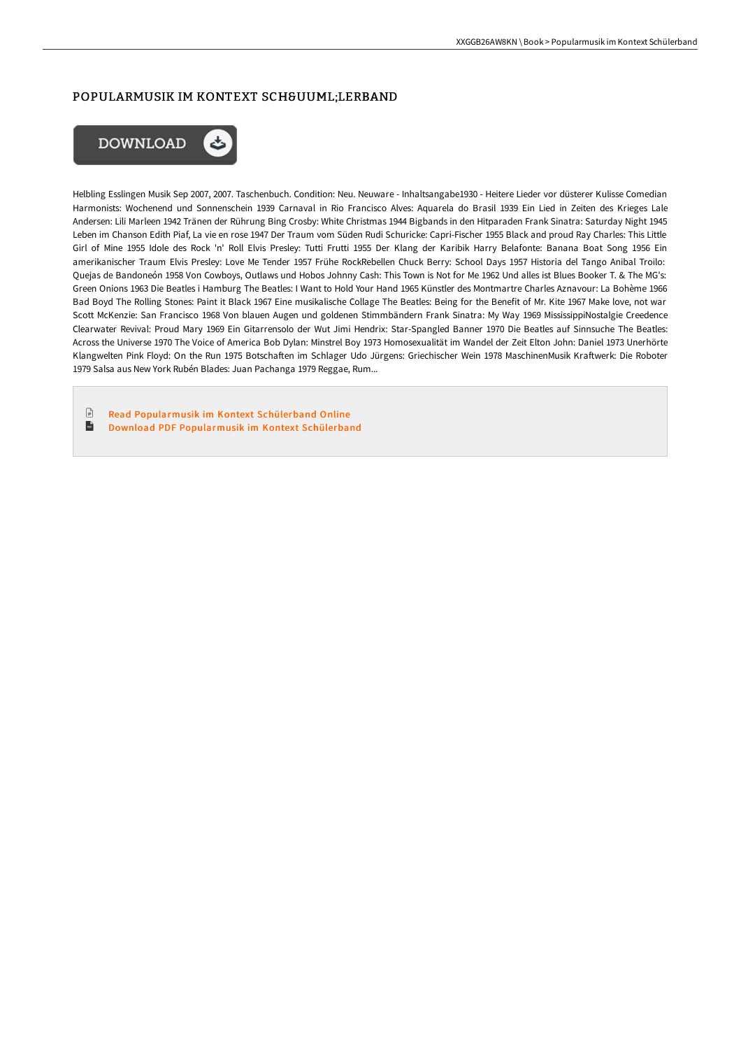# POPULARMUSIK IM KONTEXT SCH&UUML;LERBAND

Helbling Esslingen Musik Sep 2007, 2007. Taschenbuch. Condition: Neu. Neuware - Inhaltsangabe1930 - Heitere Lieder vor düsterer Kulisse Comedian Harmonists: Wochenend und Sonnenschein 1939 Carnaval in Rio Francisco Alves: Aquarela do Brasil 1939 Ein Lied in Zeiten des Krieges Lale Andersen: Lili Marleen 1942 Tränen der Rührung Bing Crosby: White Christmas 1944 Bigbands in den Hitparaden Frank Sinatra: Saturday Night 1945 Leben im Chanson Edith Piaf, La vie en rose 1947 Der Traum vom Süden Rudi Schuricke: Capri-Fischer 1955 Black and proud Ray Charles: This Little Girl of Mine 1955 Idole des Rock 'n' Roll Elvis Presley: Tutti Frutti 1955 Der Klang der Karibik Harry Belafonte: Banana Boat Song 1956 Ein amerikanischer Traum Elvis Presley: Love Me Tender 1957 Frühe RockRebellen Chuck Berry: School Days 1957 Historia del Tango Anibal Troilo: Quejas de Bandoneón 1958 Von Cowboys, Outlaws und Hobos Johnny Cash: This Town is Not for Me 1962 Und alles ist Blues Booker T. & The MG's: Green Onions 1963 Die Beatles i Hamburg The Beatles: I Want to Hold Your Hand 1965 Künstler des Montmartre Charles Aznavour: La Bohème 1966 Bad Boyd The Rolling Stones: Paint it Black 1967 Eine musikalische Collage The Beatles: Being for the Benefit of Mr. Kite 1967 Make love, not war Scott McKenzie: San Francisco 1968 Von blauen Augen und goldenen Stimmbändern Frank Sinatra: My Way 1969 MississippiNostalgie Creedence Clearwater Revival: Proud Mary 1969 Ein Gitarrensolo der Wut Jimi Hendrix: Star-Spangled Banner 1970 Die Beatles auf Sinnsuche The Beatles: Across the Universe 1970 The Voice of America Bob Dylan: Minstrel Boy 1973 Homosexualität im Wandel der Zeit Elton John: Daniel 1973 Unerhörte Klangwelten Pink Floyd: On the Run 1975 Botschaften im Schlager Udo Jürgens: Griechischer Wein 1978 MaschinenMusik Kraftwerk: Die Roboter 1979 Salsa aus New York Rubén Blades: Juan Pachanga 1979 Reggae, Rum...

Read Popularmusik im Kontext Schülerband Online

Download PDF Popularmusik im Kontext Schülerband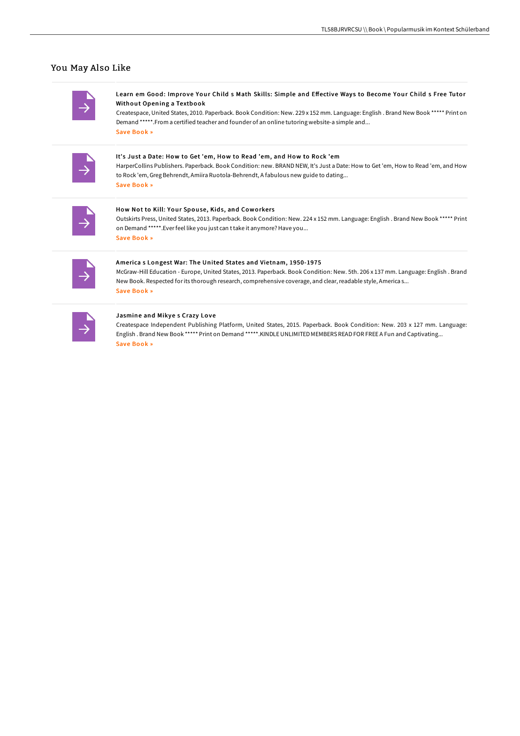## You May Also Like

**Learn em Good: Improve Your Child s Math Skills: Simple and Effective Ways to Become Your Child s Free Tutor Without Opening a Textbook**

Createspace, United States, 2010. Paperback. Book Condition: New. 229 x 152 mm. Language: English . Brand New Book ***** Print on Demand *****.From a certified teacher and founder of an online tutoring website-a simple and...

Save Book »

**It's Just a Date: How to Get 'em, How to Read 'em, and How to Rock 'em**

HarperCollins Publishers. Paperback. Book Condition: new. BRAND NEW, It's Just a Date: How to Get 'em, How to Read 'em, and How to Rock 'em, Greg Behrendt, Amiira Ruotola-Behrendt, A fabulous new guide to dating...

Save Book »

**How Not to Kill: Your Spouse, Kids, and Coworkers**

Outskirts Press, United States, 2013. Paperback. Book Condition: New. 224 x 152 mm. Language: English . Brand New Book ***** Print on Demand *****.Ever feel like you just can t take it anymore? Have you...

Save Book »

**America s Longest War: The United States and Vietnam, 1950-1975**

McGraw-Hill Education - Europe, United States, 2013. Paperback. Book Condition: New. 5th. 206 x 137 mm. Language: English . Brand New Book. Respected for its thorough research, comprehensive coverage, and clear, readable style, America s...

Save Book »

**Jasmine and Mikye s Crazy Love**

Createspace Independent Publishing Platform, United States, 2015. Paperback. Book Condition: New. 203 x 127 mm. Language: English . Brand New Book ***** Print on Demand *****.KINDLE UNLIMITED MEMBERS READ FOR FREE A Fun and Captivating...

Save Book »